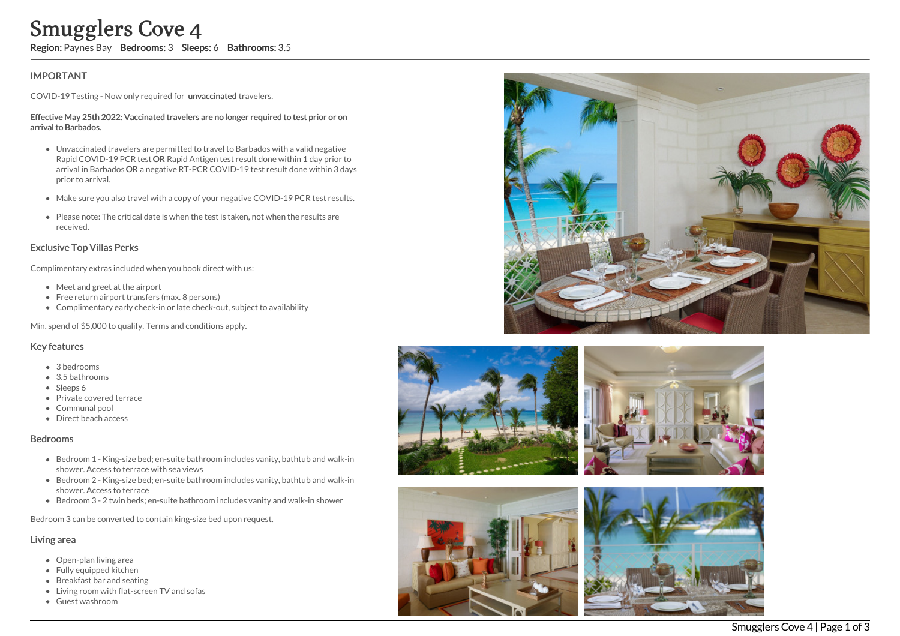# Smugglers Cove 4

**Region:** Paynes Bay **Bedrooms:** 3 **Sleeps:** 6 **Bathrooms:** 3.5

## IMPORTANT

COVID-19 Testing - Now only required for **unvaccinated** travelers.

**Effective May 25th 2022: Vaccinated travelers are no longer required to test prior or on arrival to Barbados.**

- Unvaccinated travelers are permitted to travel to Barbados with a valid negative Rapid COVID-19 PCR test **OR** Rapid Antigen test result done within 1 day prior to arrival in Barbados **OR** a negative RT-PCR COVID-19 test result done within 3 days prior to arrival.
- Make sure you also travel with a copy of your negative COVID-19 PCR test results.
- Please note: The critical date is when the test is taken, not when the results are received.

## Exclusive Top Villas Perks

Complimentary extras included when you book direct with us:

- Meet and greet at the airport
- Free return airport transfers (max. 8 persons)
- Complimentary early check-in or late check-out, subject to availability

Min. spend of $5,000 to qualify. Terms and conditions apply.

## Key features

- 3 bedrooms
- 3.5 bathrooms
- Sleeps 6
- Private covered terrace
- Communal pool
- Direct beach access

## Bedrooms

- Bedroom 1 - King-size bed; en-suite bathroom includes vanity, bathtub and walk-in shower. Access to terrace with sea views
- Bedroom 2 - King-size bed; en-suite bathroom includes vanity, bathtub and walk-in shower. Access to terrace
- Bedroom 3 - 2 twin beds; en-suite bathroom includes vanity and walk-in shower

Bedroom 3 can be converted to contain king-size bed upon request.

## Living area

- Open-plan living area
- Fully equipped kitchen
- Breakfast bar and seating
- Living room with flat-screen TV and sofas
- Guest washroom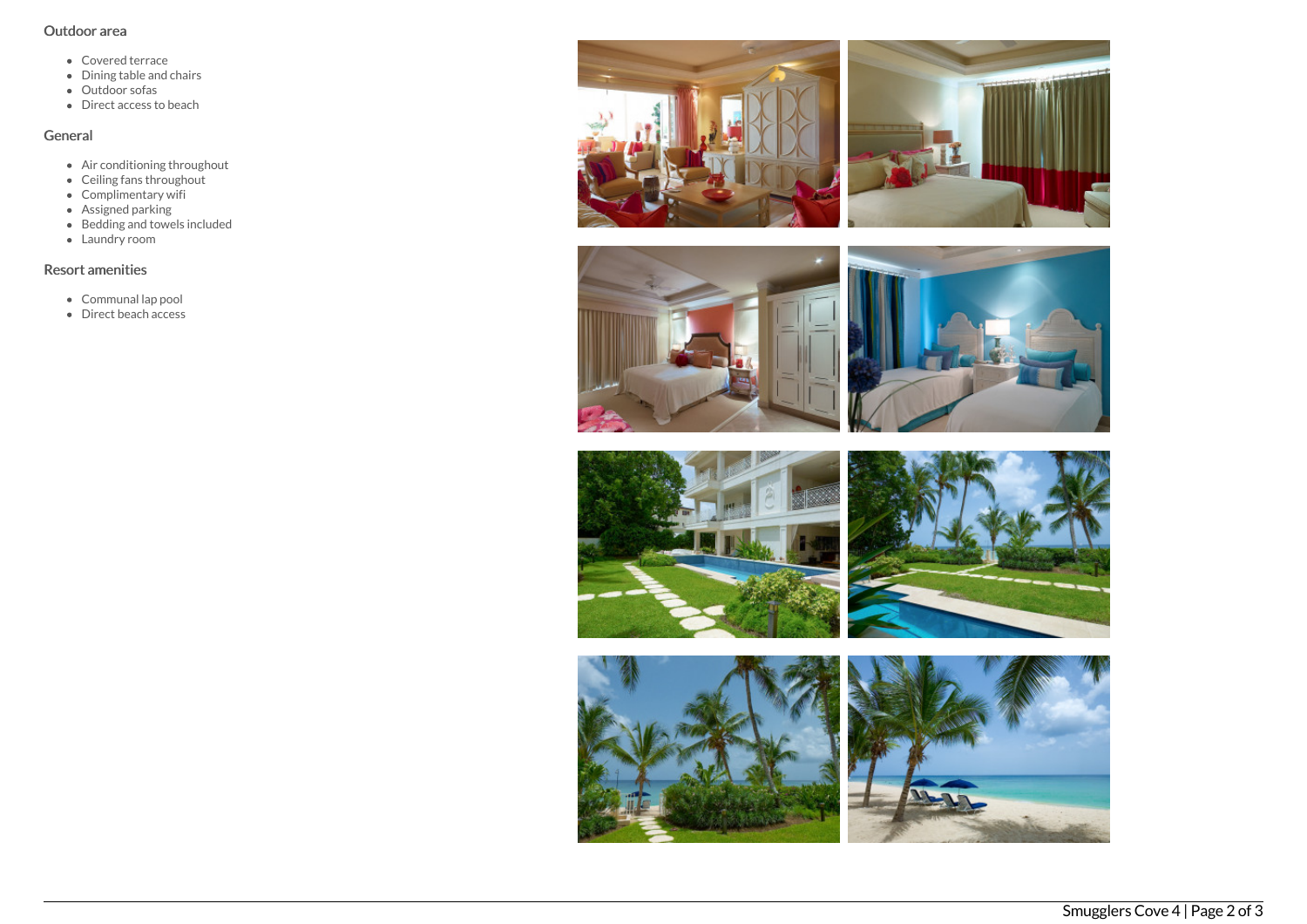## Outdoor area

- Covered terrace
- Dining table and chairs
- Outdoor sofas
- Direct access to beach

## General

- Air conditioning throughout
- Ceiling fans throughout
- Complimentary wifi
- Assigned parking
- Bedding and towels included
- Laundry room

## Resort amenities

- Communal lap pool
- Direct beach access